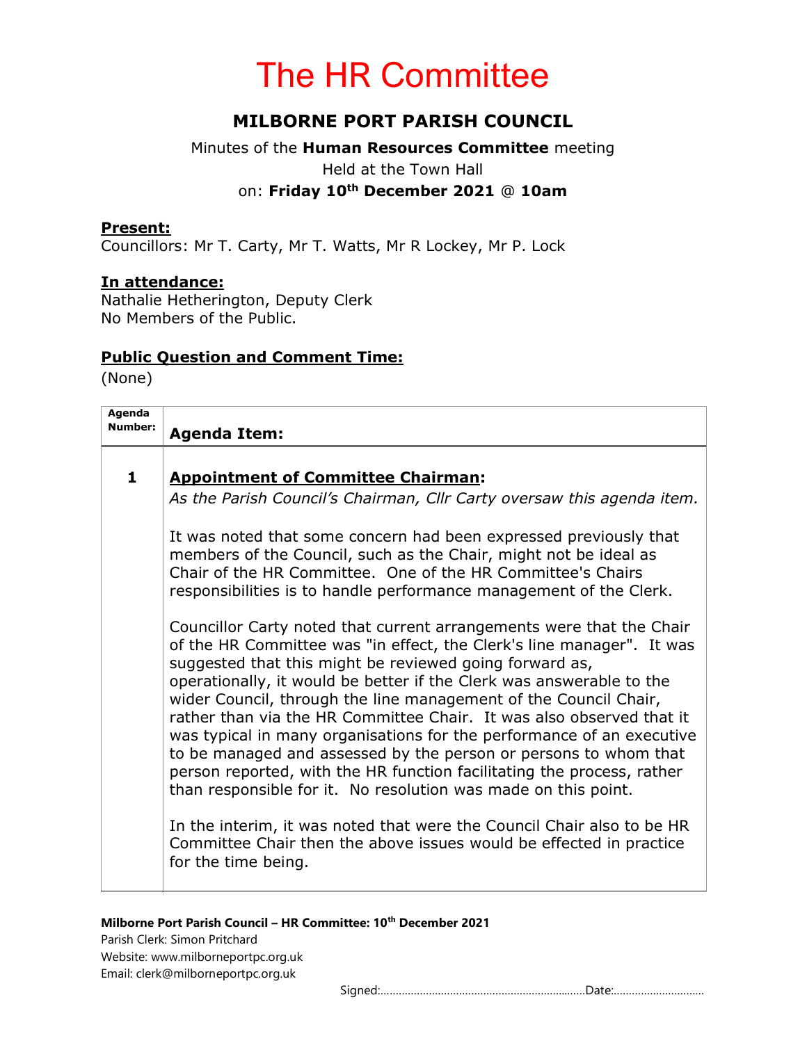# The HR Committee

## MILBORNE PORT PARISH COUNCIL

Minutes of the **Human Resources Committee** meeting
Held at the Town Hall
on: **Friday 10th December 2021 @ 10am**

**Present:**
Councillors: Mr T. Carty, Mr T. Watts, Mr R Lockey, Mr P. Lock

**In attendance:**
Nathalie Hetherington, Deputy Clerk
No Members of the Public.

**Public Question and Comment Time:**
(None)

| Agenda Number: | Agenda Item: |
|---|---|
| 1 | **Appointment of Committee Chairman:**<br>*As the Parish Council's Chairman, Cllr Carty oversaw this agenda item.*<br><br>It was noted that some concern had been expressed previously that members of the Council, such as the Chair, might not be ideal as Chair of the HR Committee. One of the HR Committee's Chairs responsibilities is to handle performance management of the Clerk.<br><br>Councillor Carty noted that current arrangements were that the Chair of the HR Committee was "in effect, the Clerk's line manager". It was suggested that this might be reviewed going forward as, operationally, it would be better if the Clerk was answerable to the wider Council, through the line management of the Council Chair, rather than via the HR Committee Chair. It was also observed that it was typical in many organisations for the performance of an executive to be managed and assessed by the person or persons to whom that person reported, with the HR function facilitating the process, rather than responsible for it. No resolution was made on this point.<br><br>In the interim, it was noted that were the Council Chair also to be HR Committee Chair then the above issues would be effected in practice for the time being. |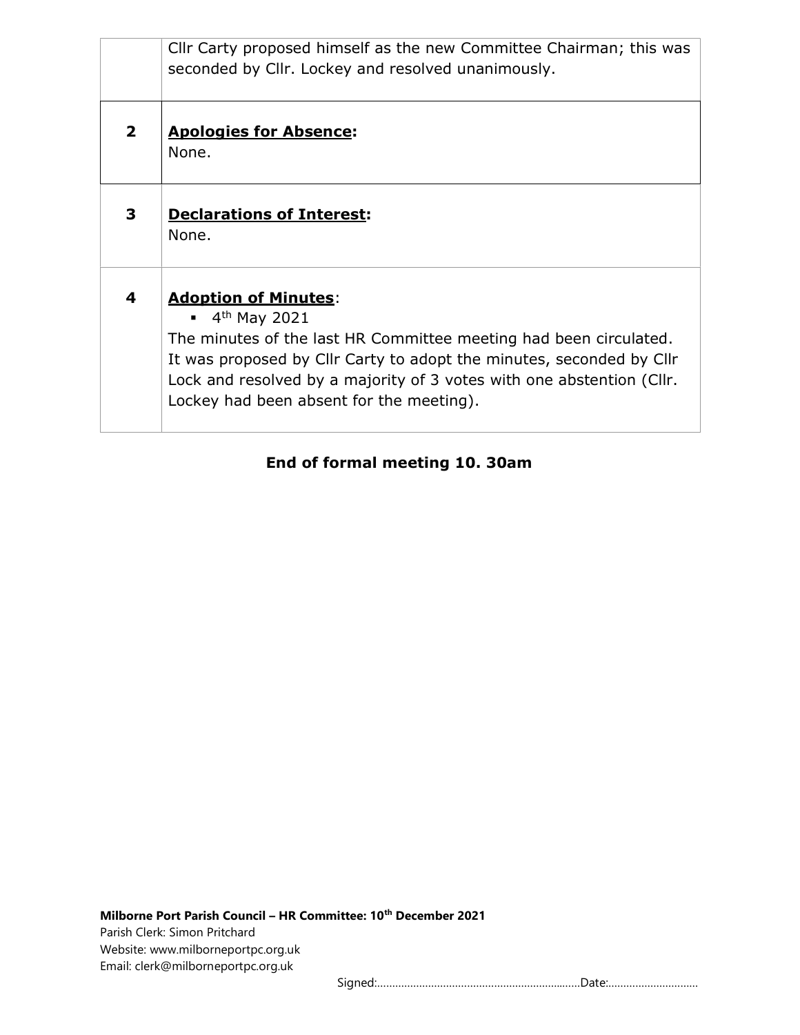| | |
|---|---|
| | Cllr Carty proposed himself as the new Committee Chairman; this was seconded by Cllr. Lockey and resolved unanimously. |
| **2** | **<u>Apologies for Absence</u>:**<br>None. |
| **3** | **<u>Declarations of Interest</u>:**<br>None. |
| **4** | **<u>Adoption of Minutes</u>**:<br>▪ 4th May 2021<br>The minutes of the last HR Committee meeting had been circulated. It was proposed by Cllr Carty to adopt the minutes, seconded by Cllr Lock and resolved by a majority of 3 votes with one abstention (Cllr. Lockey had been absent for the meeting). |

**End of formal meeting 10. 30am**

**Milborne Port Parish Council – HR Committee: 10th December 2021**
Parish Clerk: Simon Pritchard
Website: www.milborneportpc.org.uk
Email: clerk@milborneportpc.org.uk

Signed:………………………………………………………………Date:…………………………